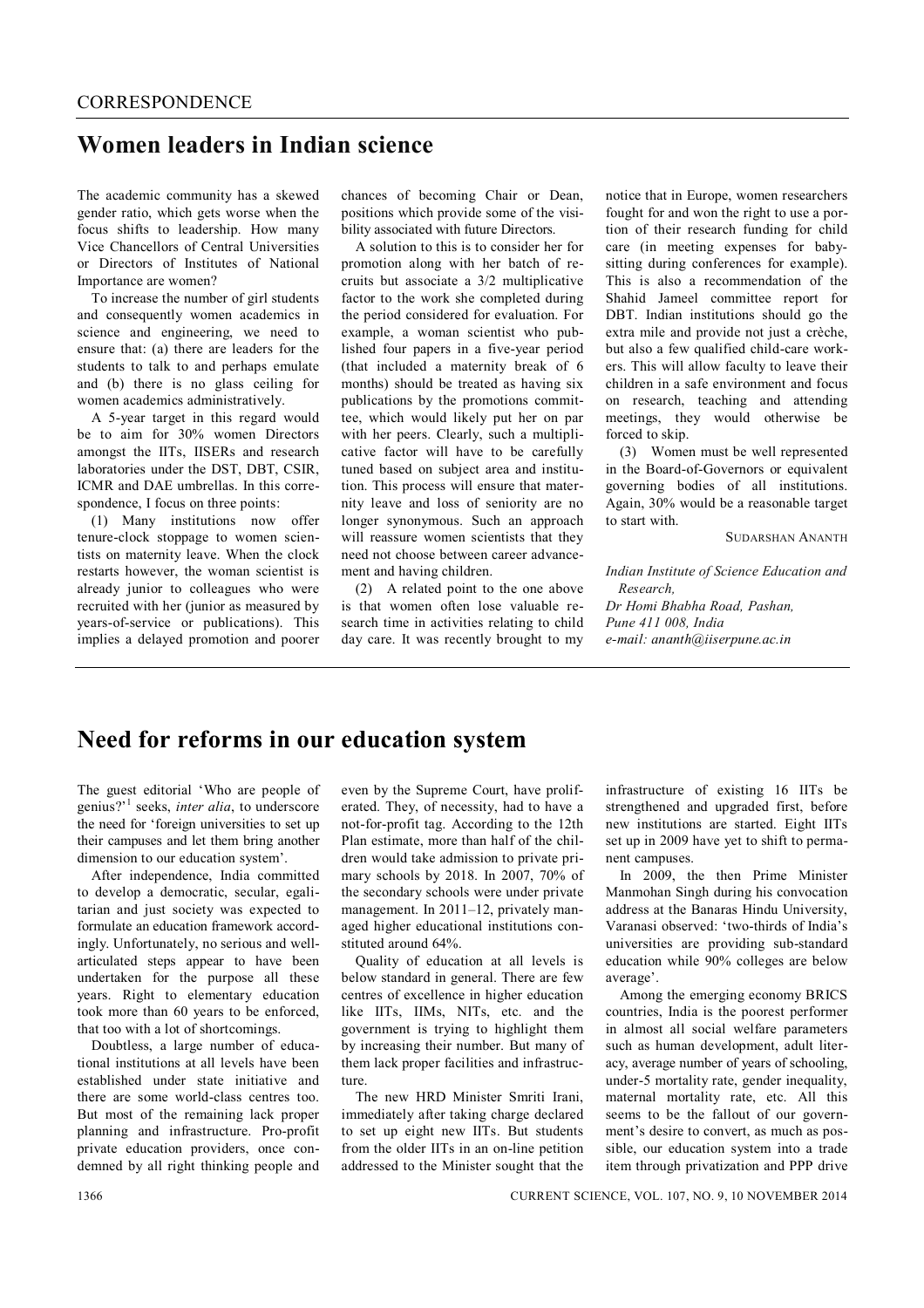CORRESPONDENCE

# Women leaders in Indian science

The academic community has a skewed gender ratio, which gets worse when the focus shifts to leadership. How many Vice Chancellors of Central Universities or Directors of Institutes of National Importance are women?

To increase the number of girl students and consequently women academics in science and engineering, we need to ensure that: (a) there are leaders for the students to talk to and perhaps emulate and (b) there is no glass ceiling for women academics administratively.

A 5-year target in this regard would be to aim for 30% women Directors amongst the IITs, IISERs and research laboratories under the DST, DBT, CSIR, ICMR and DAE umbrellas. In this correspondence, I focus on three points:

(1) Many institutions now offer tenure-clock stoppage to women scientists on maternity leave. When the clock restarts however, the woman scientist is already junior to colleagues who were recruited with her (junior as measured by years-of-service or publications). This implies a delayed promotion and poorer chances of becoming Chair or Dean, positions which provide some of the visibility associated with future Directors.

A solution to this is to consider her for promotion along with her batch of recruits but associate a 3/2 multiplicative factor to the work she completed during the period considered for evaluation. For example, a woman scientist who published four papers in a five-year period (that included a maternity break of 6 months) should be treated as having six publications by the promotions committee, which would likely put her on par with her peers. Clearly, such a multiplicative factor will have to be carefully tuned based on subject area and institution. This process will ensure that maternity leave and loss of seniority are no longer synonymous. Such an approach will reassure women scientists that they need not choose between career advancement and having children.

(2) A related point to the one above is that women often lose valuable research time in activities relating to child day care. It was recently brought to my notice that in Europe, women researchers fought for and won the right to use a portion of their research funding for child care (in meeting expenses for babysitting during conferences for example). This is also a recommendation of the Shahid Jameel committee report for DBT. Indian institutions should go the extra mile and provide not just a crèche, but also a few qualified child-care workers. This will allow faculty to leave their children in a safe environment and focus on research, teaching and attending meetings, they would otherwise be forced to skip.

(3) Women must be well represented in the Board-of-Governors or equivalent governing bodies of all institutions. Again, 30% would be a reasonable target to start with.

SUDARSHAN ANANTH

*Indian Institute of Science Education and Research,*
*Dr Homi Bhabha Road, Pashan,*
*Pune 411 008, India*
*e-mail: ananth@iiserpune.ac.in*

# Need for reforms in our education system

The guest editorial 'Who are people of genius?'[1] seeks, *inter alia*, to underscore the need for 'foreign universities to set up their campuses and let them bring another dimension to our education system'.

After independence, India committed to develop a democratic, secular, egalitarian and just society was expected to formulate an education framework accordingly. Unfortunately, no serious and well-articulated steps appear to have been undertaken for the purpose all these years. Right to elementary education took more than 60 years to be enforced, that too with a lot of shortcomings.

Doubtless, a large number of educational institutions at all levels have been established under state initiative and there are some world-class centres too. But most of the remaining lack proper planning and infrastructure. Pro-profit private education providers, once condemned by all right thinking people and even by the Supreme Court, have proliferated. They, of necessity, had to have a not-for-profit tag. According to the 12th Plan estimate, more than half of the children would take admission to private primary schools by 2018. In 2007, 70% of the secondary schools were under private management. In 2011–12, privately managed higher educational institutions constituted around 64%.

Quality of education at all levels is below standard in general. There are few centres of excellence in higher education like IITs, IIMs, NITs, etc. and the government is trying to highlight them by increasing their number. But many of them lack proper facilities and infrastructure.

The new HRD Minister Smriti Irani, immediately after taking charge declared to set up eight new IITs. But students from the older IITs in an on-line petition addressed to the Minister sought that the infrastructure of existing 16 IITs be strengthened and upgraded first, before new institutions are started. Eight IITs set up in 2009 have yet to shift to permanent campuses.

In 2009, the then Prime Minister Manmohan Singh during his convocation address at the Banaras Hindu University, Varanasi observed: 'two-thirds of India's universities are providing sub-standard education while 90% colleges are below average'.

Among the emerging economy BRICS countries, India is the poorest performer in almost all social welfare parameters such as human development, adult literacy, average number of years of schooling, under-5 mortality rate, gender inequality, maternal mortality rate, etc. All this seems to be the fallout of our government's desire to convert, as much as possible, our education system into a trade item through privatization and PPP drive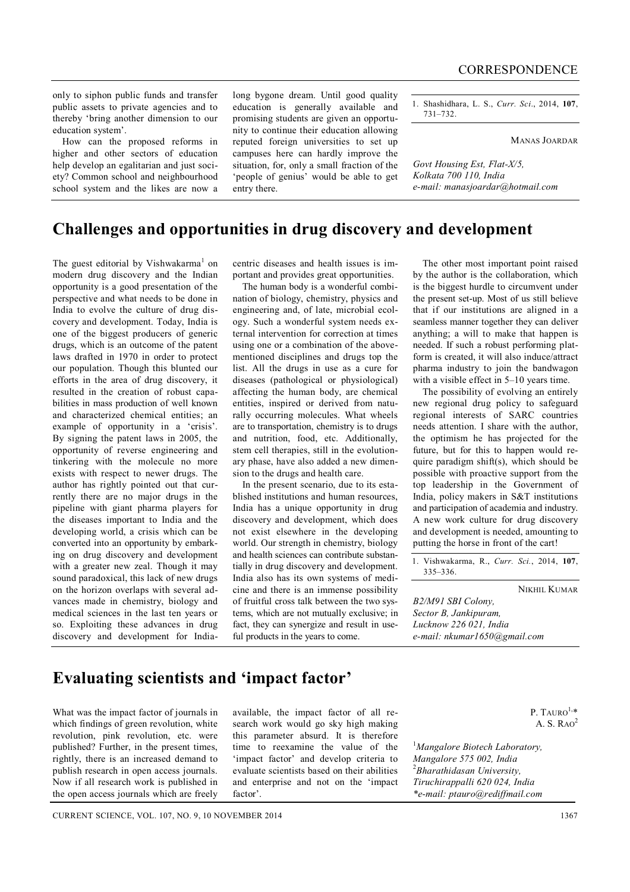only to siphon public funds and transfer public assets to private agencies and to thereby 'bring another dimension to our education system'.

How can the proposed reforms in higher and other sectors of education help develop an egalitarian and just society? Common school and neighbourhood school system and the likes are now a long bygone dream. Until good quality education is generally available and promising students are given an opportunity to continue their education allowing reputed foreign universities to set up campuses here can hardly improve the situation, for, only a small fraction of the 'people of genius' would be able to get entry there.

1. Shashidhara, L. S., *Curr. Sci*., 2014, **107**, 731–732.

MANAS JOARDAR

*Govt Housing Est, Flat-X/5,*
*Kolkata 700 110, India*
*e-mail: manasjoardar@hotmail.com*

# Challenges and opportunities in drug discovery and development

The guest editorial by Vishwakarma[1] on modern drug discovery and the Indian opportunity is a good presentation of the perspective and what needs to be done in India to evolve the culture of drug discovery and development. Today, India is one of the biggest producers of generic drugs, which is an outcome of the patent laws drafted in 1970 in order to protect our population. Though this blunted our efforts in the area of drug discovery, it resulted in the creation of robust capabilities in mass production of well known and characterized chemical entities; an example of opportunity in a 'crisis'. By signing the patent laws in 2005, the opportunity of reverse engineering and tinkering with the molecule no more exists with respect to newer drugs. The author has rightly pointed out that currently there are no major drugs in the pipeline with giant pharma players for the diseases important to India and the developing world, a crisis which can be converted into an opportunity by embarking on drug discovery and development with a greater new zeal. Though it may sound paradoxical, this lack of new drugs on the horizon overlaps with several advances made in chemistry, biology and medical sciences in the last ten years or so. Exploiting these advances in drug discovery and development for India-centric diseases and health issues is important and provides great opportunities.

The human body is a wonderful combination of biology, chemistry, physics and engineering and, of late, microbial ecology. Such a wonderful system needs external intervention for correction at times using one or a combination of the above-mentioned disciplines and drugs top the list. All the drugs in use as a cure for diseases (pathological or physiological) affecting the human body, are chemical entities, inspired or derived from naturally occurring molecules. What wheels are to transportation, chemistry is to drugs and nutrition, food, etc. Additionally, stem cell therapies, still in the evolutionary phase, have also added a new dimension to the drugs and health care.

In the present scenario, due to its established institutions and human resources, India has a unique opportunity in drug discovery and development, which does not exist elsewhere in the developing world. Our strength in chemistry, biology and health sciences can contribute substantially in drug discovery and development. India also has its own systems of medicine and there is an immense possibility of fruitful cross talk between the two systems, which are not mutually exclusive; in fact, they can synergize and result in useful products in the years to come.

The other most important point raised by the author is the collaboration, which is the biggest hurdle to circumvent under the present set-up. Most of us still believe that if our institutions are aligned in a seamless manner together they can deliver anything; a will to make that happen is needed. If such a robust performing platform is created, it will also induce/attract pharma industry to join the bandwagon with a visible effect in 5–10 years time.

The possibility of evolving an entirely new regional drug policy to safeguard regional interests of SARC countries needs attention. I share with the author, the optimism he has projected for the future, but for this to happen would require paradigm shift(s), which should be possible with proactive support from the top leadership in the Government of India, policy makers in S&T institutions and participation of academia and industry. A new work culture for drug discovery and development is needed, amounting to putting the horse in front of the cart!

1. Vishwakarma, R., *Curr. Sci.*, 2014, **107**, 335–336.

NIKHIL KUMAR

*B2/M91 SBI Colony,*
*Sector B, Jankipuram,*
*Lucknow 226 021, India*
*e-mail: nkumar1650@gmail.com*

# Evaluating scientists and 'impact factor'

What was the impact factor of journals in which findings of green revolution, white revolution, pink revolution, etc. were published? Further, in the present times, rightly, there is an increased demand to publish research in open access journals. Now if all research work is published in the open access journals which are freely available, the impact factor of all research work would go sky high making this parameter absurd. It is therefore time to reexamine the value of the 'impact factor' and develop criteria to evaluate scientists based on their abilities and enterprise and not on the 'impact factor'.

P. TAURO[1,*]
A. S. RAO[2]

[1]*Mangalore Biotech Laboratory,*
*Mangalore 575 002, India*
[2]*Bharathidasan University,*
*Tiruchirappalli 620 024, India*
*\*e-mail: ptauro@rediffmail.com*